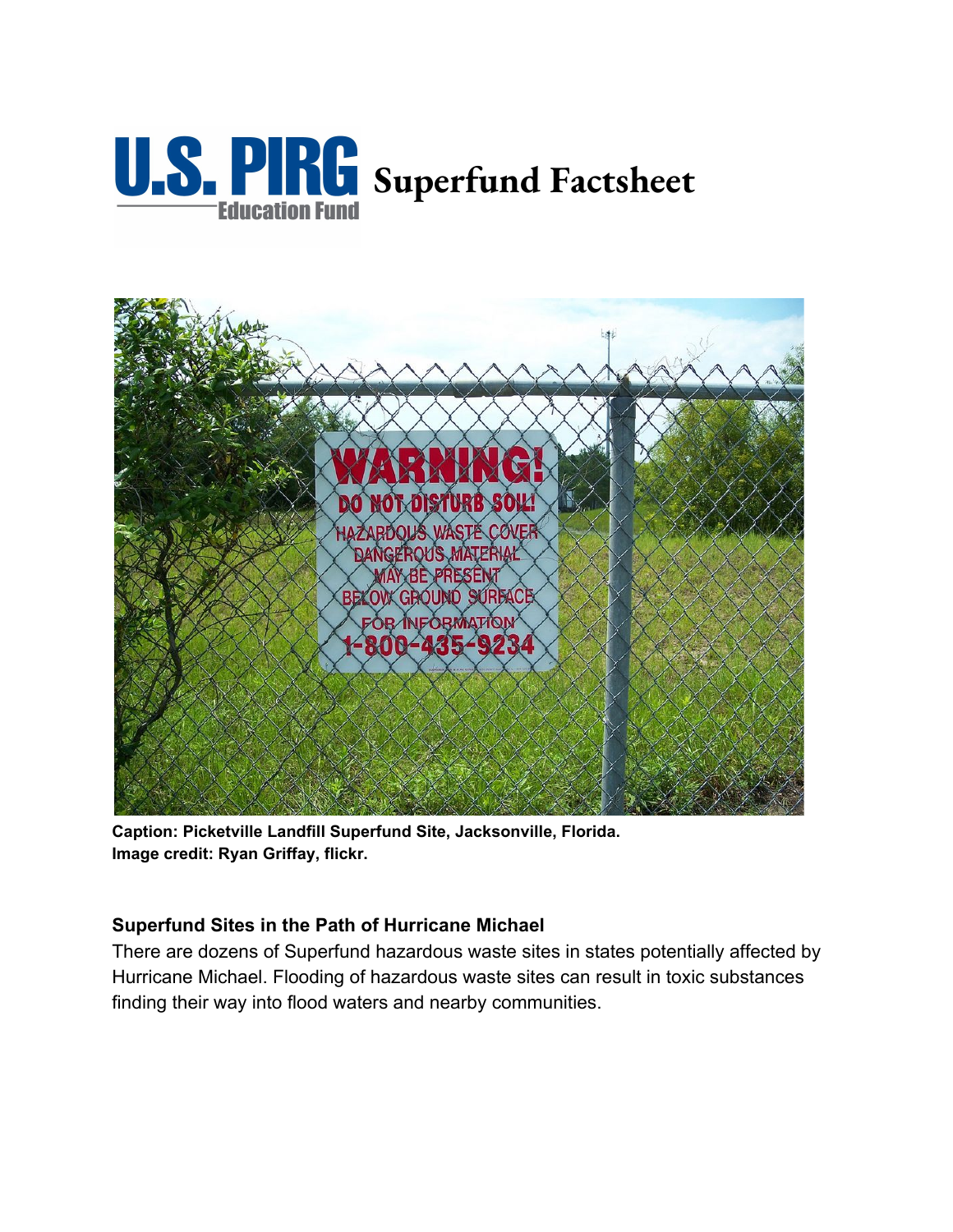# U.S. PIRG Education Fund Superfund Factsheet

**Caption: Picketville Landfill Superfund Site, Jacksonville, Florida.**
**Image credit: Ryan Griffay, flickr.**

### Superfund Sites in the Path of Hurricane Michael

There are dozens of Superfund hazardous waste sites in states potentially affected by Hurricane Michael. Flooding of hazardous waste sites can result in toxic substances finding their way into flood waters and nearby communities.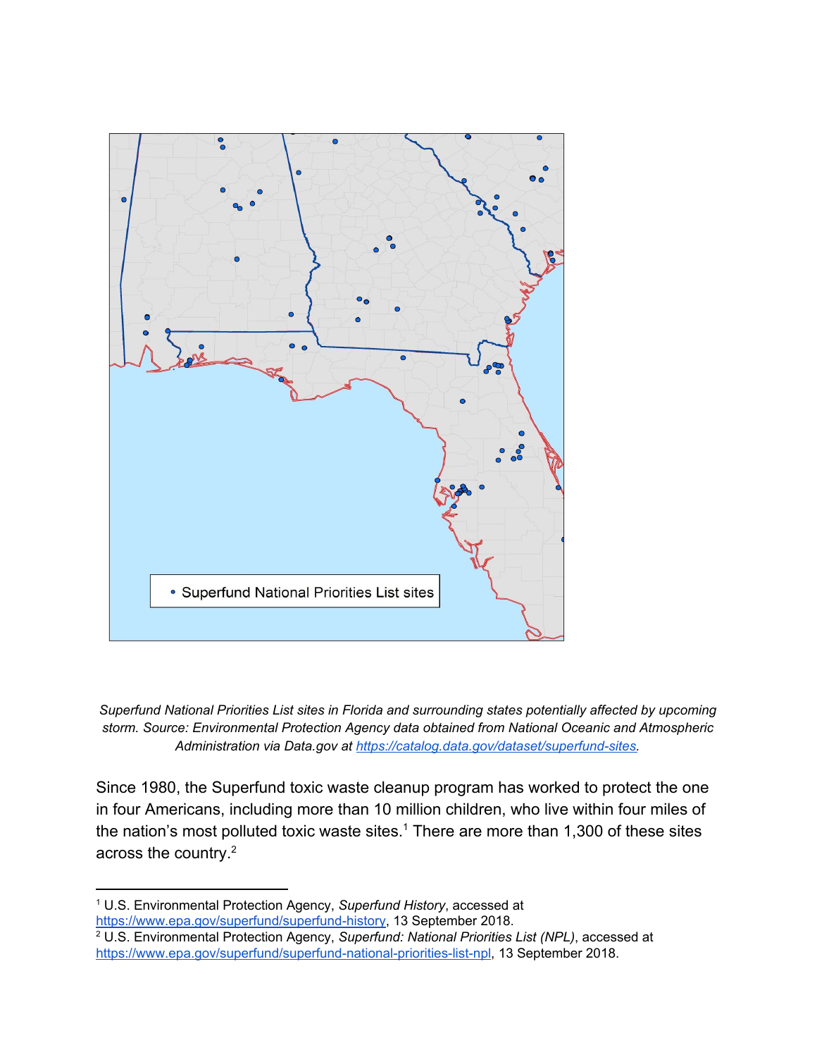*Superfund National Priorities List sites in Florida and surrounding states potentially affected by upcoming storm. Source: Environmental Protection Agency data obtained from National Oceanic and Atmospheric Administration via Data.gov at https://catalog.data.gov/dataset/superfund-sites.*

Since 1980, the Superfund toxic waste cleanup program has worked to protect the one in four Americans, including more than 10 million children, who live within four miles of the nation's most polluted toxic waste sites.[1] There are more than 1,300 of these sites across the country.[2]

---

[1] U.S. Environmental Protection Agency, *Superfund History*, accessed at https://www.epa.gov/superfund/superfund-history, 13 September 2018.

[2] U.S. Environmental Protection Agency, *Superfund: National Priorities List (NPL)*, accessed at https://www.epa.gov/superfund/superfund-national-priorities-list-npl, 13 September 2018.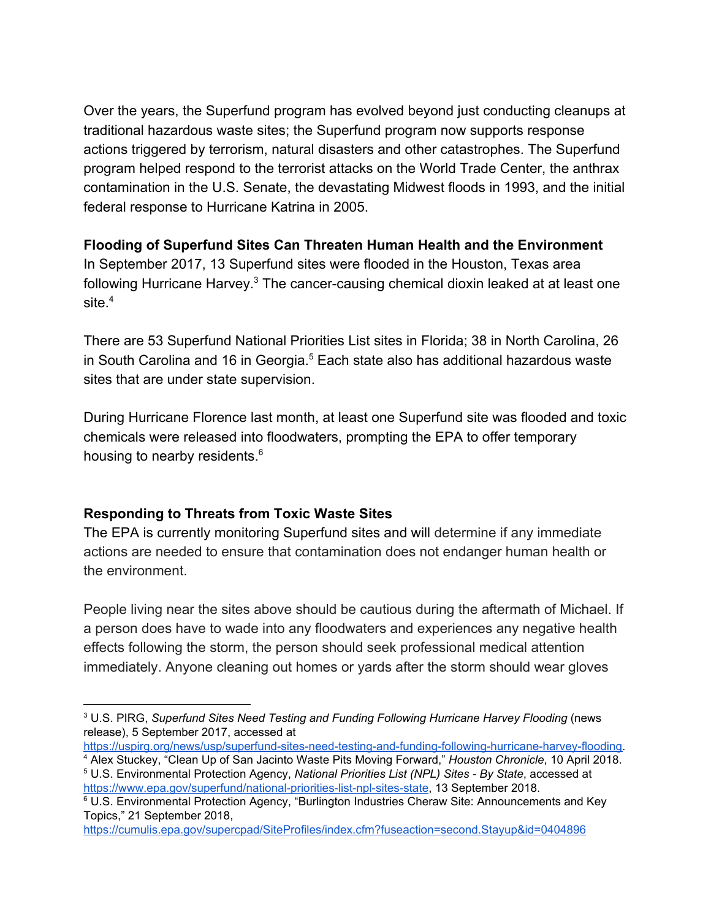Over the years, the Superfund program has evolved beyond just conducting cleanups at traditional hazardous waste sites; the Superfund program now supports response actions triggered by terrorism, natural disasters and other catastrophes. The Superfund program helped respond to the terrorist attacks on the World Trade Center, the anthrax contamination in the U.S. Senate, the devastating Midwest floods in 1993, and the initial federal response to Hurricane Katrina in 2005.

**Flooding of Superfund Sites Can Threaten Human Health and the Environment**
In September 2017, 13 Superfund sites were flooded in the Houston, Texas area following Hurricane Harvey.[3] The cancer-causing chemical dioxin leaked at at least one site.[4]

There are 53 Superfund National Priorities List sites in Florida; 38 in North Carolina, 26 in South Carolina and 16 in Georgia.[5] Each state also has additional hazardous waste sites that are under state supervision.

During Hurricane Florence last month, at least one Superfund site was flooded and toxic chemicals were released into floodwaters, prompting the EPA to offer temporary housing to nearby residents.[6]

**Responding to Threats from Toxic Waste Sites**
The EPA is currently monitoring Superfund sites and will determine if any immediate actions are needed to ensure that contamination does not endanger human health or the environment.

People living near the sites above should be cautious during the aftermath of Michael. If a person does have to wade into any floodwaters and experiences any negative health effects following the storm, the person should seek professional medical attention immediately. Anyone cleaning out homes or yards after the storm should wear gloves

---

[3] U.S. PIRG, *Superfund Sites Need Testing and Funding Following Hurricane Harvey Flooding* (news release), 5 September 2017, accessed at https://uspirg.org/news/usp/superfund-sites-need-testing-and-funding-following-hurricane-harvey-flooding.

[4] Alex Stuckey, "Clean Up of San Jacinto Waste Pits Moving Forward," *Houston Chronicle*, 10 April 2018.

[5] U.S. Environmental Protection Agency, *National Priorities List (NPL) Sites - By State*, accessed at https://www.epa.gov/superfund/national-priorities-list-npl-sites-state, 13 September 2018.

[6] U.S. Environmental Protection Agency, "Burlington Industries Cheraw Site: Announcements and Key Topics," 21 September 2018, https://cumulis.epa.gov/supercpad/SiteProfiles/index.cfm?fuseaction=second.Stayup&id=0404896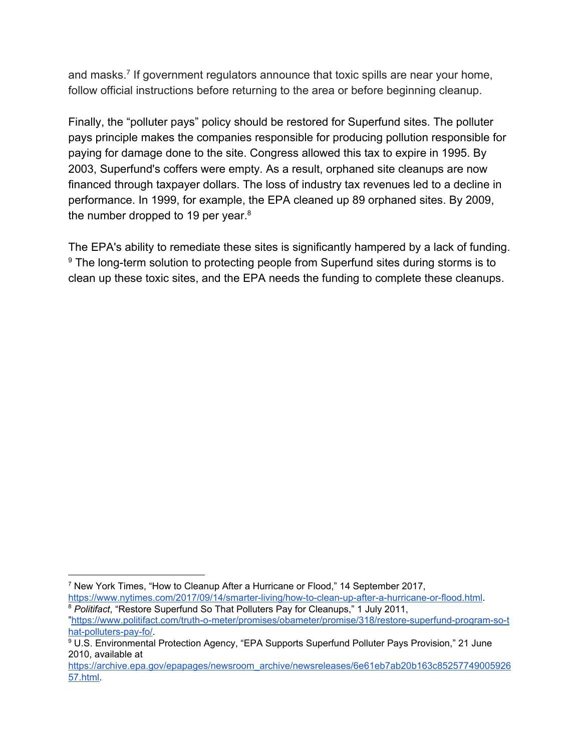and masks.[7] If government regulators announce that toxic spills are near your home, follow official instructions before returning to the area or before beginning cleanup.

Finally, the "polluter pays" policy should be restored for Superfund sites. The polluter pays principle makes the companies responsible for producing pollution responsible for paying for damage done to the site. Congress allowed this tax to expire in 1995. By 2003, Superfund's coffers were empty. As a result, orphaned site cleanups are now financed through taxpayer dollars. The loss of industry tax revenues led to a decline in performance. In 1999, for example, the EPA cleaned up 89 orphaned sites. By 2009, the number dropped to 19 per year.[8]

The EPA's ability to remediate these sites is significantly hampered by a lack of funding. [9] The long-term solution to protecting people from Superfund sites during storms is to clean up these toxic sites, and the EPA needs the funding to complete these cleanups.

---

[7] New York Times, "How to Cleanup After a Hurricane or Flood," 14 September 2017, https://www.nytimes.com/2017/09/14/smarter-living/how-to-clean-up-after-a-hurricane-or-flood.html.

[8] *Politifact*, "Restore Superfund So That Polluters Pay for Cleanups," 1 July 2011, "https://www.politifact.com/truth-o-meter/promises/obameter/promise/318/restore-superfund-program-so-that-polluters-pay-fo/.

[9] U.S. Environmental Protection Agency, "EPA Supports Superfund Polluter Pays Provision," 21 June 2010, available at https://archive.epa.gov/epapages/newsroom_archive/newsreleases/6e61eb7ab20b163c8525774900592657.html.